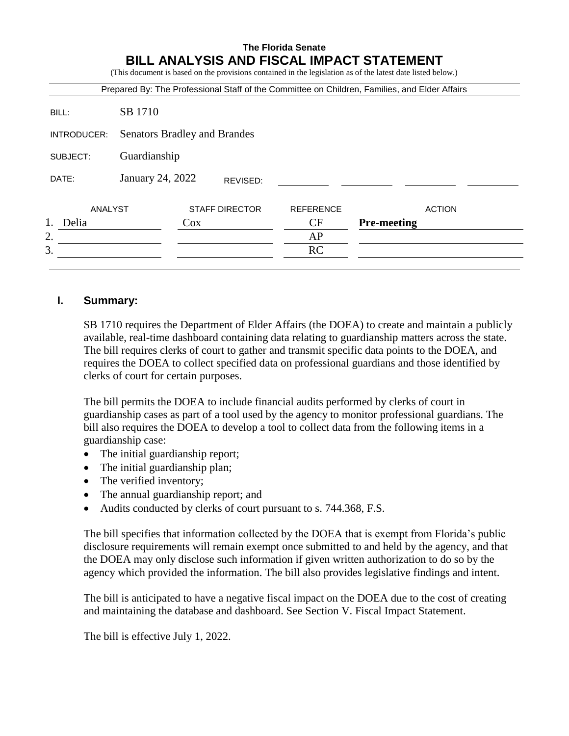**The Florida Senate**

# BILL ANALYSIS AND FISCAL IMPACT STATEMENT

(This document is based on the provisions contained in the legislation as of the latest date listed below.)

Prepared By: The Professional Staff of the Committee on Children, Families, and Elder Affairs

| | |
|---|---|
| BILL: | SB 1710 |
| INTRODUCER: | Senators Bradley and Brandes |
| SUBJECT: | Guardianship |
| DATE: | January 24, 2022 REVISED: |

| | ANALYST | STAFF DIRECTOR | REFERENCE | ACTION |
|---|---|---|---|---|
| 1. | Delia | Cox | CF | **Pre-meeting** |
| 2. | | | AP | |
| 3. | | | RC | |

## I. Summary:

SB 1710 requires the Department of Elder Affairs (the DOEA) to create and maintain a publicly available, real-time dashboard containing data relating to guardianship matters across the state. The bill requires clerks of court to gather and transmit specific data points to the DOEA, and requires the DOEA to collect specified data on professional guardians and those identified by clerks of court for certain purposes.

The bill permits the DOEA to include financial audits performed by clerks of court in guardianship cases as part of a tool used by the agency to monitor professional guardians. The bill also requires the DOEA to develop a tool to collect data from the following items in a guardianship case:

- The initial guardianship report;
- The initial guardianship plan;
- The verified inventory;
- The annual guardianship report; and
- Audits conducted by clerks of court pursuant to s. 744.368, F.S.

The bill specifies that information collected by the DOEA that is exempt from Florida's public disclosure requirements will remain exempt once submitted to and held by the agency, and that the DOEA may only disclose such information if given written authorization to do so by the agency which provided the information. The bill also provides legislative findings and intent.

The bill is anticipated to have a negative fiscal impact on the DOEA due to the cost of creating and maintaining the database and dashboard. See Section V. Fiscal Impact Statement.

The bill is effective July 1, 2022.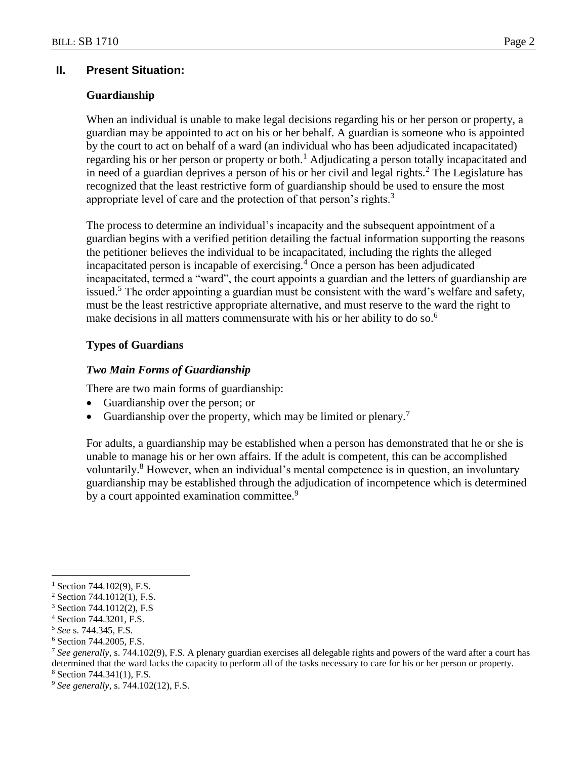## II. Present Situation:

### Guardianship

When an individual is unable to make legal decisions regarding his or her person or property, a guardian may be appointed to act on his or her behalf. A guardian is someone who is appointed by the court to act on behalf of a ward (an individual who has been adjudicated incapacitated) regarding his or her person or property or both.[1] Adjudicating a person totally incapacitated and in need of a guardian deprives a person of his or her civil and legal rights.[2] The Legislature has recognized that the least restrictive form of guardianship should be used to ensure the most appropriate level of care and the protection of that person's rights.[3]

The process to determine an individual's incapacity and the subsequent appointment of a guardian begins with a verified petition detailing the factual information supporting the reasons the petitioner believes the individual to be incapacitated, including the rights the alleged incapacitated person is incapable of exercising.[4] Once a person has been adjudicated incapacitated, termed a "ward", the court appoints a guardian and the letters of guardianship are issued.[5] The order appointing a guardian must be consistent with the ward's welfare and safety, must be the least restrictive appropriate alternative, and must reserve to the ward the right to make decisions in all matters commensurate with his or her ability to do so.[6]

### Types of Guardians

#### *Two Main Forms of Guardianship*

There are two main forms of guardianship:

- Guardianship over the person; or
- Guardianship over the property, which may be limited or plenary.[7]

For adults, a guardianship may be established when a person has demonstrated that he or she is unable to manage his or her own affairs. If the adult is competent, this can be accomplished voluntarily.[8] However, when an individual's mental competence is in question, an involuntary guardianship may be established through the adjudication of incompetence which is determined by a court appointed examination committee.[9]

---

[1] Section 744.102(9), F.S.

[2] Section 744.1012(1), F.S.

[3] Section 744.1012(2), F.S

[4] Section 744.3201, F.S.

[5] *See* s. 744.345, F.S.

[6] Section 744.2005, F.S.

[7] *See generally,* s. 744.102(9), F.S. A plenary guardian exercises all delegable rights and powers of the ward after a court has determined that the ward lacks the capacity to perform all of the tasks necessary to care for his or her person or property.

[8] Section 744.341(1), F.S.

[9] *See generally,* s. 744.102(12), F.S.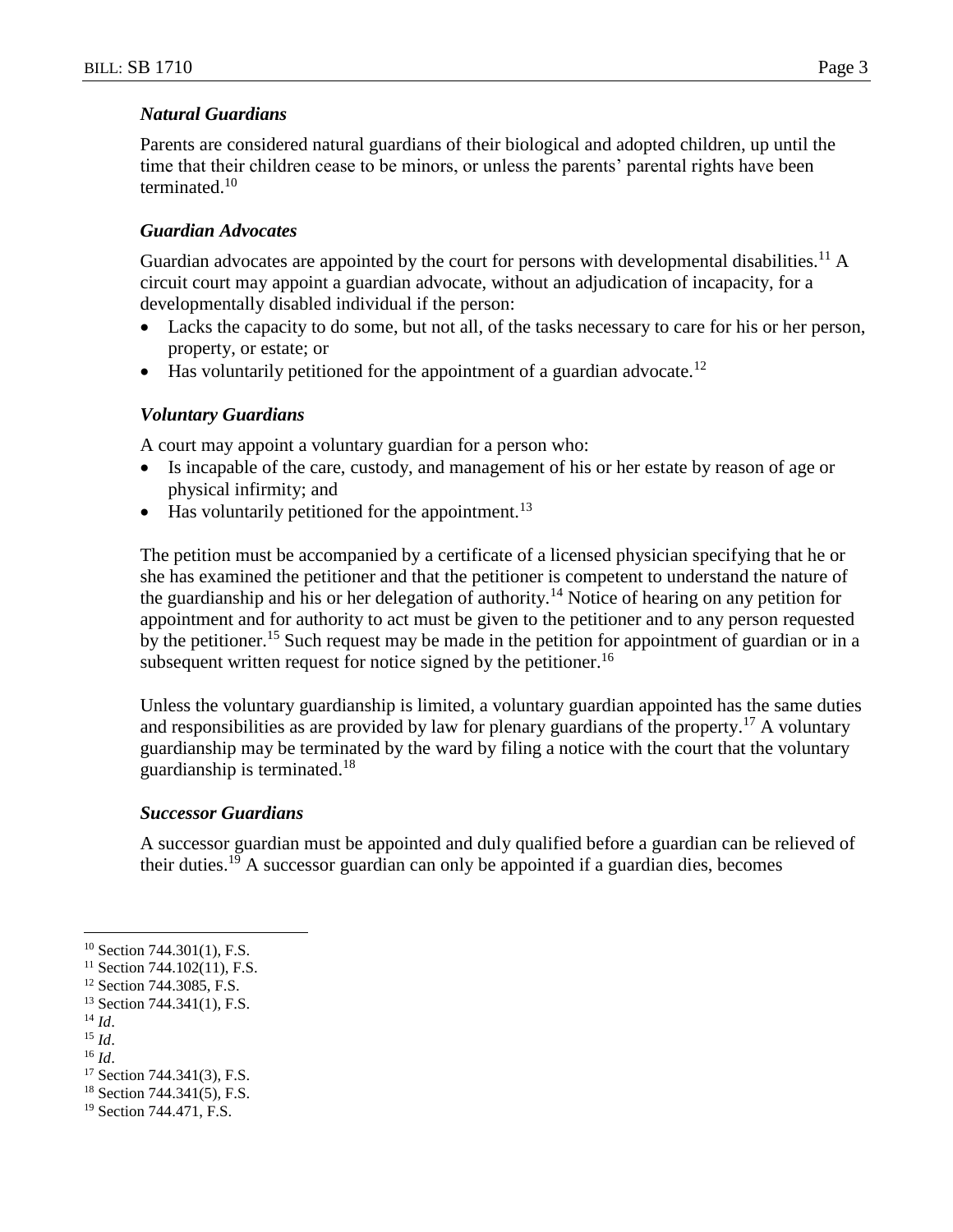### *Natural Guardians*

Parents are considered natural guardians of their biological and adopted children, up until the time that their children cease to be minors, or unless the parents' parental rights have been terminated.[10]

### *Guardian Advocates*

Guardian advocates are appointed by the court for persons with developmental disabilities.[11] A circuit court may appoint a guardian advocate, without an adjudication of incapacity, for a developmentally disabled individual if the person:

- Lacks the capacity to do some, but not all, of the tasks necessary to care for his or her person, property, or estate; or
- Has voluntarily petitioned for the appointment of a guardian advocate.[12]

### *Voluntary Guardians*

A court may appoint a voluntary guardian for a person who:

- Is incapable of the care, custody, and management of his or her estate by reason of age or physical infirmity; and
- Has voluntarily petitioned for the appointment.[13]

The petition must be accompanied by a certificate of a licensed physician specifying that he or she has examined the petitioner and that the petitioner is competent to understand the nature of the guardianship and his or her delegation of authority.[14] Notice of hearing on any petition for appointment and for authority to act must be given to the petitioner and to any person requested by the petitioner.[15] Such request may be made in the petition for appointment of guardian or in a subsequent written request for notice signed by the petitioner.[16]

Unless the voluntary guardianship is limited, a voluntary guardian appointed has the same duties and responsibilities as are provided by law for plenary guardians of the property.[17] A voluntary guardianship may be terminated by the ward by filing a notice with the court that the voluntary guardianship is terminated.[18]

### *Successor Guardians*

A successor guardian must be appointed and duly qualified before a guardian can be relieved of their duties.[19] A successor guardian can only be appointed if a guardian dies, becomes

---

[10] Section 744.301(1), F.S.
[11] Section 744.102(11), F.S.
[12] Section 744.3085, F.S.
[13] Section 744.341(1), F.S.
[14] *Id*.
[15] *Id*.
[16] *Id*.
[17] Section 744.341(3), F.S.
[18] Section 744.341(5), F.S.
[19] Section 744.471, F.S.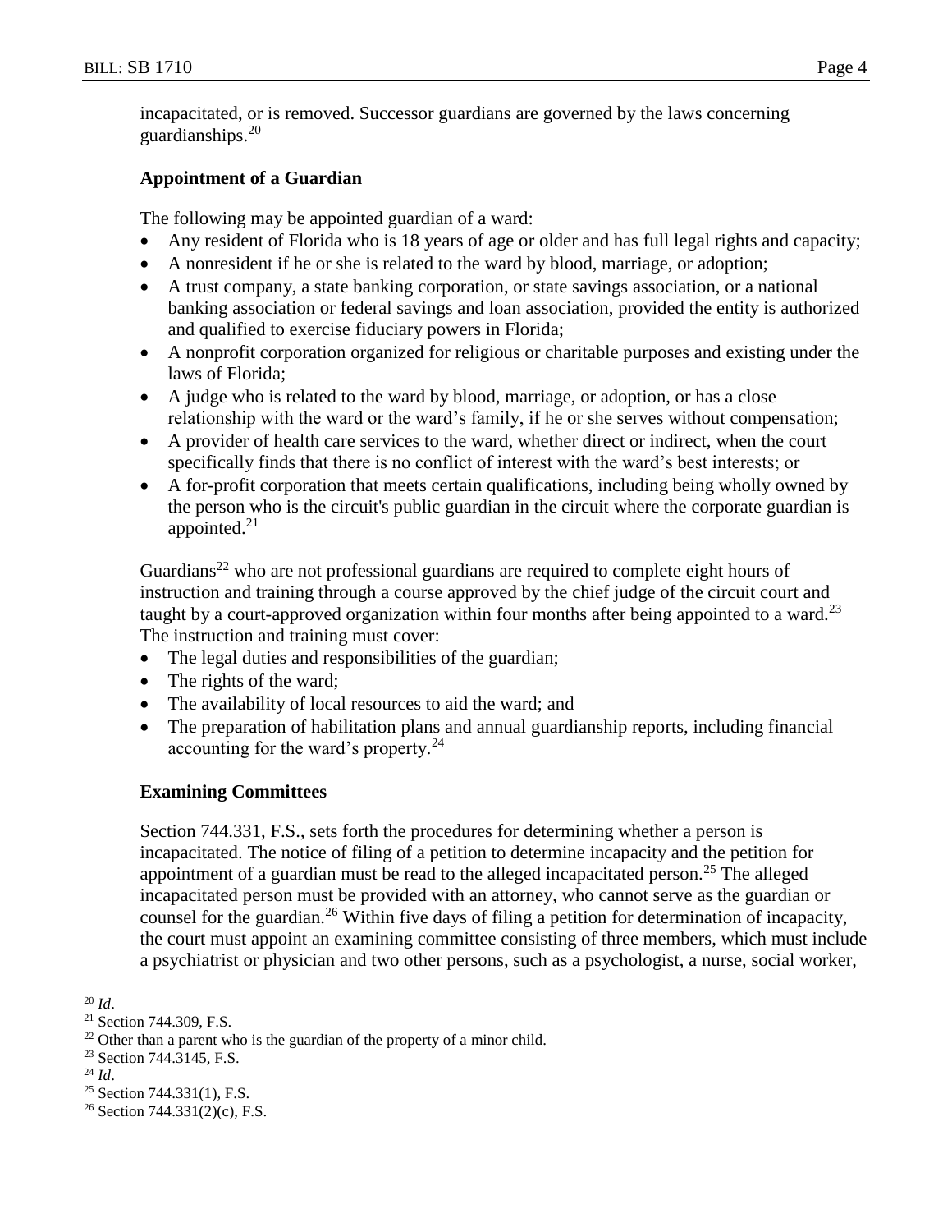incapacitated, or is removed. Successor guardians are governed by the laws concerning guardianships.[20]

### Appointment of a Guardian

The following may be appointed guardian of a ward:

- Any resident of Florida who is 18 years of age or older and has full legal rights and capacity;
- A nonresident if he or she is related to the ward by blood, marriage, or adoption;
- A trust company, a state banking corporation, or state savings association, or a national banking association or federal savings and loan association, provided the entity is authorized and qualified to exercise fiduciary powers in Florida;
- A nonprofit corporation organized for religious or charitable purposes and existing under the laws of Florida;
- A judge who is related to the ward by blood, marriage, or adoption, or has a close relationship with the ward or the ward's family, if he or she serves without compensation;
- A provider of health care services to the ward, whether direct or indirect, when the court specifically finds that there is no conflict of interest with the ward's best interests; or
- A for-profit corporation that meets certain qualifications, including being wholly owned by the person who is the circuit's public guardian in the circuit where the corporate guardian is appointed.[21]

Guardians[22] who are not professional guardians are required to complete eight hours of instruction and training through a course approved by the chief judge of the circuit court and taught by a court-approved organization within four months after being appointed to a ward.[23] The instruction and training must cover:

- The legal duties and responsibilities of the guardian;
- The rights of the ward;
- The availability of local resources to aid the ward; and
- The preparation of habilitation plans and annual guardianship reports, including financial accounting for the ward's property.[24]

### Examining Committees

Section 744.331, F.S., sets forth the procedures for determining whether a person is incapacitated. The notice of filing of a petition to determine incapacity and the petition for appointment of a guardian must be read to the alleged incapacitated person.[25] The alleged incapacitated person must be provided with an attorney, who cannot serve as the guardian or counsel for the guardian.[26] Within five days of filing a petition for determination of incapacity, the court must appoint an examining committee consisting of three members, which must include a psychiatrist or physician and two other persons, such as a psychologist, a nurse, social worker,

---

[20] *Id*.

[21] Section 744.309, F.S.

[22] Other than a parent who is the guardian of the property of a minor child.

[23] Section 744.3145, F.S.

[24] *Id*.

[25] Section 744.331(1), F.S.

[26] Section 744.331(2)(c), F.S.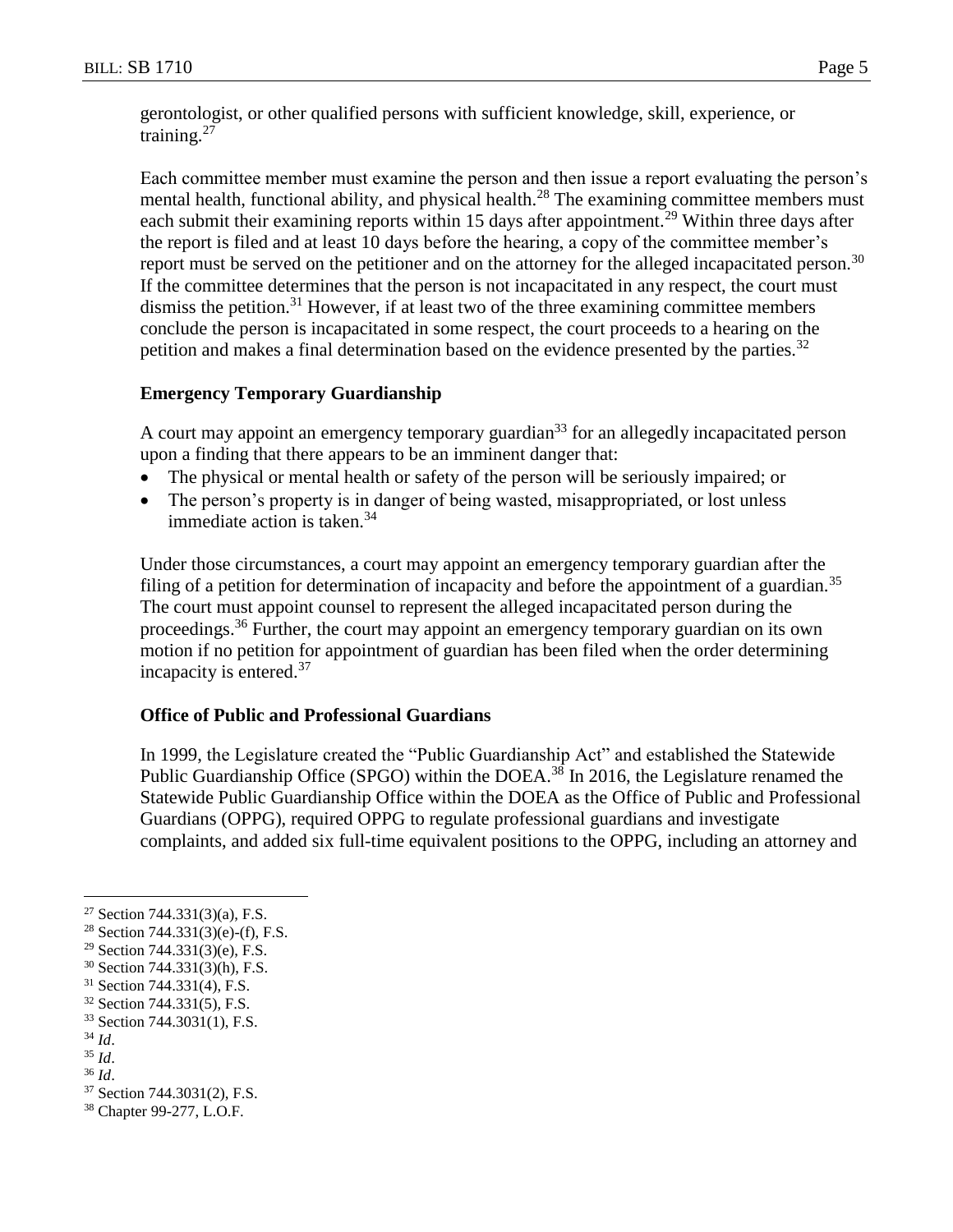gerontologist, or other qualified persons with sufficient knowledge, skill, experience, or training.[27]

Each committee member must examine the person and then issue a report evaluating the person's mental health, functional ability, and physical health.[28] The examining committee members must each submit their examining reports within 15 days after appointment.[29] Within three days after the report is filed and at least 10 days before the hearing, a copy of the committee member's report must be served on the petitioner and on the attorney for the alleged incapacitated person.[30] If the committee determines that the person is not incapacitated in any respect, the court must dismiss the petition.[31] However, if at least two of the three examining committee members conclude the person is incapacitated in some respect, the court proceeds to a hearing on the petition and makes a final determination based on the evidence presented by the parties.[32]

**Emergency Temporary Guardianship**

A court may appoint an emergency temporary guardian[33] for an allegedly incapacitated person upon a finding that there appears to be an imminent danger that:

- The physical or mental health or safety of the person will be seriously impaired; or
- The person's property is in danger of being wasted, misappropriated, or lost unless immediate action is taken.[34]

Under those circumstances, a court may appoint an emergency temporary guardian after the filing of a petition for determination of incapacity and before the appointment of a guardian.[35] The court must appoint counsel to represent the alleged incapacitated person during the proceedings.[36] Further, the court may appoint an emergency temporary guardian on its own motion if no petition for appointment of guardian has been filed when the order determining incapacity is entered.[37]

**Office of Public and Professional Guardians**

In 1999, the Legislature created the "Public Guardianship Act" and established the Statewide Public Guardianship Office (SPGO) within the DOEA.[38] In 2016, the Legislature renamed the Statewide Public Guardianship Office within the DOEA as the Office of Public and Professional Guardians (OPPG), required OPPG to regulate professional guardians and investigate complaints, and added six full-time equivalent positions to the OPPG, including an attorney and

---

[27] Section 744.331(3)(a), F.S.
[28] Section 744.331(3)(e)-(f), F.S.
[29] Section 744.331(3)(e), F.S.
[30] Section 744.331(3)(h), F.S.
[31] Section 744.331(4), F.S.
[32] Section 744.331(5), F.S.
[33] Section 744.3031(1), F.S.
[34] *Id*.
[35] *Id*.
[36] *Id*.
[37] Section 744.3031(2), F.S.
[38] Chapter 99-277, L.O.F.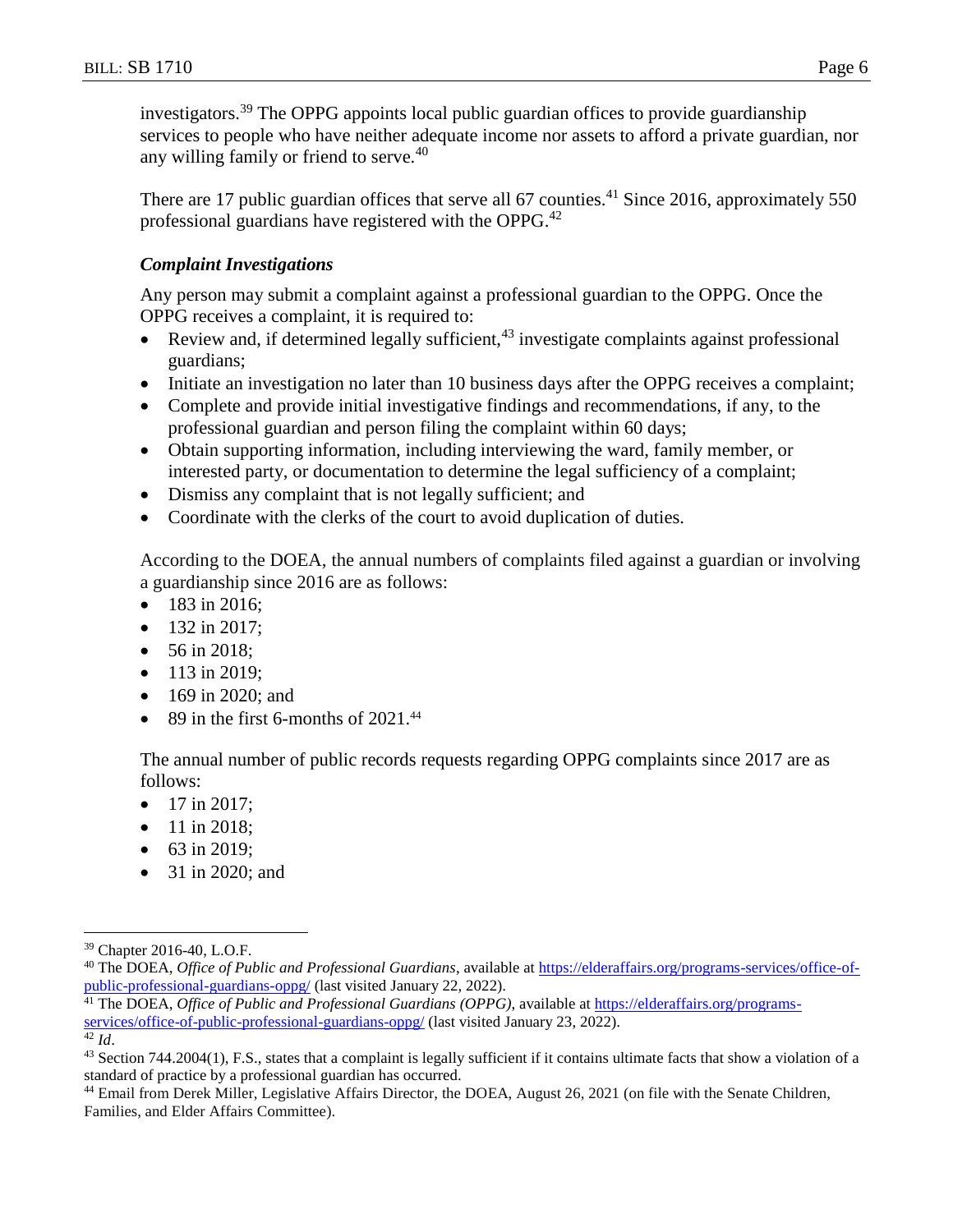investigators.[39] The OPPG appoints local public guardian offices to provide guardianship services to people who have neither adequate income nor assets to afford a private guardian, nor any willing family or friend to serve.[40]

There are 17 public guardian offices that serve all 67 counties.[41] Since 2016, approximately 550 professional guardians have registered with the OPPG.[42]

### *Complaint Investigations*

Any person may submit a complaint against a professional guardian to the OPPG. Once the OPPG receives a complaint, it is required to:

- Review and, if determined legally sufficient,[43] investigate complaints against professional guardians;
- Initiate an investigation no later than 10 business days after the OPPG receives a complaint;
- Complete and provide initial investigative findings and recommendations, if any, to the professional guardian and person filing the complaint within 60 days;
- Obtain supporting information, including interviewing the ward, family member, or interested party, or documentation to determine the legal sufficiency of a complaint;
- Dismiss any complaint that is not legally sufficient; and
- Coordinate with the clerks of the court to avoid duplication of duties.

According to the DOEA, the annual numbers of complaints filed against a guardian or involving a guardianship since 2016 are as follows:

- 183 in 2016;
- 132 in 2017;
- 56 in 2018;
- 113 in 2019;
- 169 in 2020; and
- 89 in the first 6-months of 2021.[44]

The annual number of public records requests regarding OPPG complaints since 2017 are as follows:

- 17 in 2017;
- 11 in 2018;
- 63 in 2019;
- 31 in 2020; and

---

[39] Chapter 2016-40, L.O.F.

[40] The DOEA, *Office of Public and Professional Guardians*, available at https://elderaffairs.org/programs-services/office-of-public-professional-guardians-oppg/ (last visited January 22, 2022).

[41] The DOEA, *Office of Public and Professional Guardians (OPPG)*, available at https://elderaffairs.org/programs-services/office-of-public-professional-guardians-oppg/ (last visited January 23, 2022).

[42] *Id*.

[43] Section 744.2004(1), F.S., states that a complaint is legally sufficient if it contains ultimate facts that show a violation of a standard of practice by a professional guardian has occurred.

[44] Email from Derek Miller, Legislative Affairs Director, the DOEA, August 26, 2021 (on file with the Senate Children, Families, and Elder Affairs Committee).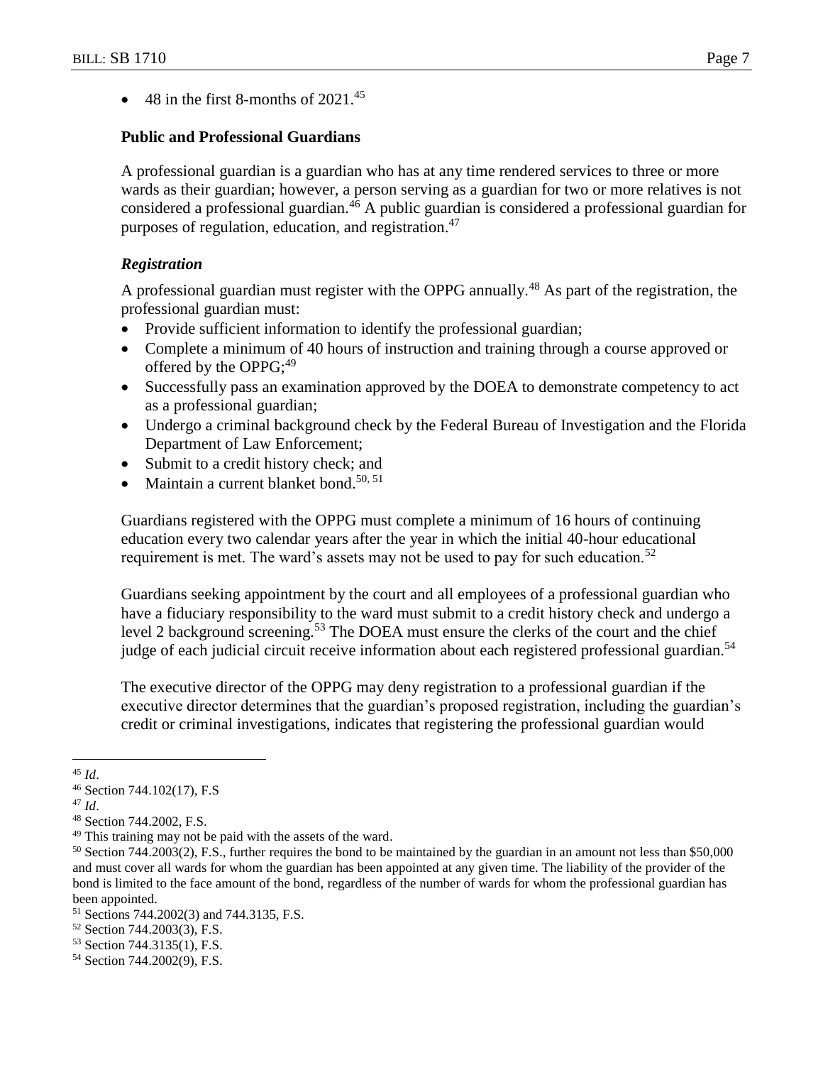- 48 in the first 8-months of 2021.[45]

**Public and Professional Guardians**

A professional guardian is a guardian who has at any time rendered services to three or more wards as their guardian; however, a person serving as a guardian for two or more relatives is not considered a professional guardian.[46] A public guardian is considered a professional guardian for purposes of regulation, education, and registration.[47]

***Registration***

A professional guardian must register with the OPPG annually.[48] As part of the registration, the professional guardian must:

- Provide sufficient information to identify the professional guardian;
- Complete a minimum of 40 hours of instruction and training through a course approved or offered by the OPPG;[49]
- Successfully pass an examination approved by the DOEA to demonstrate competency to act as a professional guardian;
- Undergo a criminal background check by the Federal Bureau of Investigation and the Florida Department of Law Enforcement;
- Submit to a credit history check; and
- Maintain a current blanket bond.[50, 51]

Guardians registered with the OPPG must complete a minimum of 16 hours of continuing education every two calendar years after the year in which the initial 40-hour educational requirement is met. The ward's assets may not be used to pay for such education.[52]

Guardians seeking appointment by the court and all employees of a professional guardian who have a fiduciary responsibility to the ward must submit to a credit history check and undergo a level 2 background screening.[53] The DOEA must ensure the clerks of the court and the chief judge of each judicial circuit receive information about each registered professional guardian.[54]

The executive director of the OPPG may deny registration to a professional guardian if the executive director determines that the guardian's proposed registration, including the guardian's credit or criminal investigations, indicates that registering the professional guardian would

---

[45] *Id*.

[46] Section 744.102(17), F.S

[47] *Id*.

[48] Section 744.2002, F.S.

[49] This training may not be paid with the assets of the ward.

[50] Section 744.2003(2), F.S., further requires the bond to be maintained by the guardian in an amount not less than $50,000 and must cover all wards for whom the guardian has been appointed at any given time. The liability of the provider of the bond is limited to the face amount of the bond, regardless of the number of wards for whom the professional guardian has been appointed.

[51] Sections 744.2002(3) and 744.3135, F.S.

[52] Section 744.2003(3), F.S.

[53] Section 744.3135(1), F.S.

[54] Section 744.2002(9), F.S.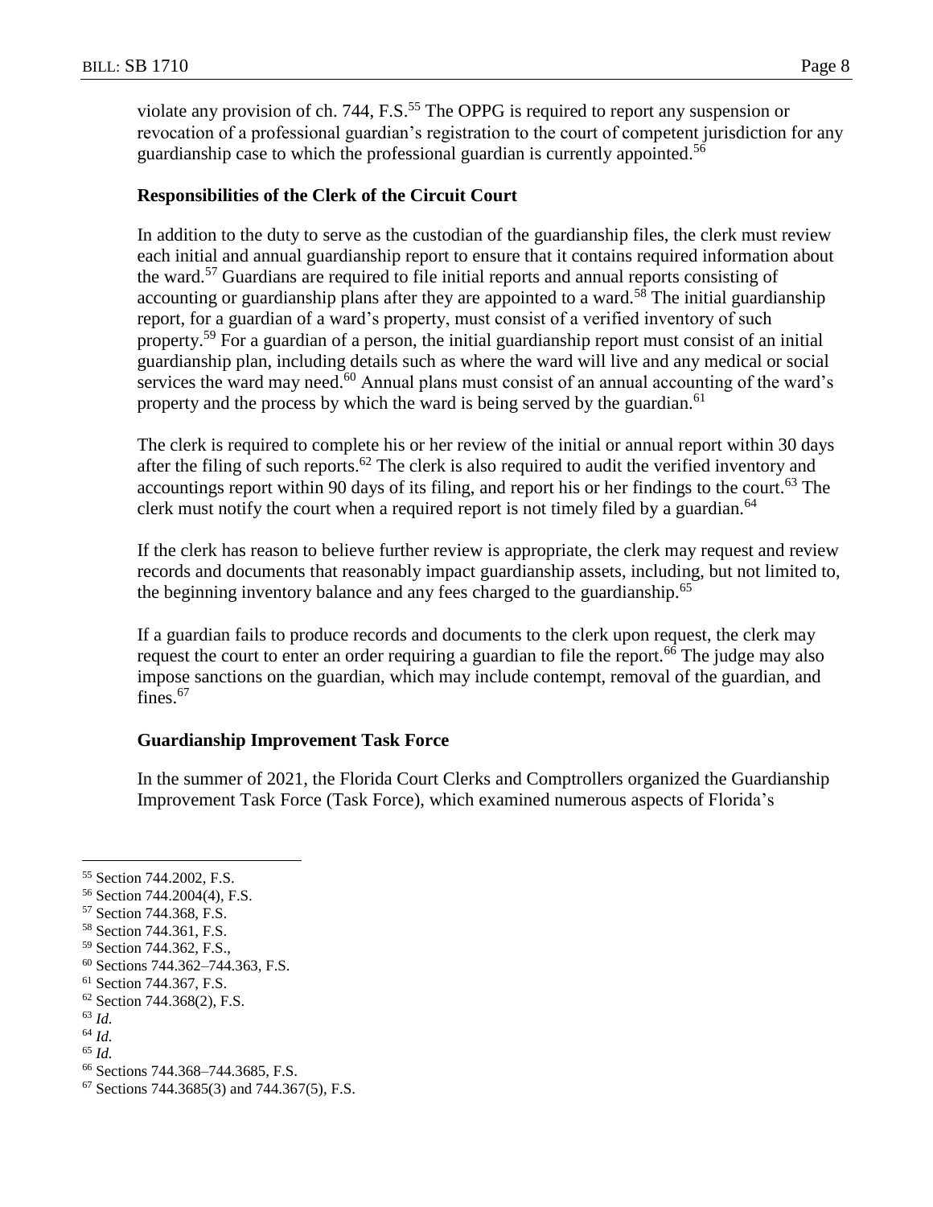violate any provision of ch. 744, F.S.[55] The OPPG is required to report any suspension or revocation of a professional guardian's registration to the court of competent jurisdiction for any guardianship case to which the professional guardian is currently appointed.[56]

**Responsibilities of the Clerk of the Circuit Court**

In addition to the duty to serve as the custodian of the guardianship files, the clerk must review each initial and annual guardianship report to ensure that it contains required information about the ward.[57] Guardians are required to file initial reports and annual reports consisting of accounting or guardianship plans after they are appointed to a ward.[58] The initial guardianship report, for a guardian of a ward's property, must consist of a verified inventory of such property.[59] For a guardian of a person, the initial guardianship report must consist of an initial guardianship plan, including details such as where the ward will live and any medical or social services the ward may need.[60] Annual plans must consist of an annual accounting of the ward's property and the process by which the ward is being served by the guardian.[61]

The clerk is required to complete his or her review of the initial or annual report within 30 days after the filing of such reports.[62] The clerk is also required to audit the verified inventory and accountings report within 90 days of its filing, and report his or her findings to the court.[63] The clerk must notify the court when a required report is not timely filed by a guardian.[64]

If the clerk has reason to believe further review is appropriate, the clerk may request and review records and documents that reasonably impact guardianship assets, including, but not limited to, the beginning inventory balance and any fees charged to the guardianship.[65]

If a guardian fails to produce records and documents to the clerk upon request, the clerk may request the court to enter an order requiring a guardian to file the report.[66] The judge may also impose sanctions on the guardian, which may include contempt, removal of the guardian, and fines.[67]

**Guardianship Improvement Task Force**

In the summer of 2021, the Florida Court Clerks and Comptrollers organized the Guardianship Improvement Task Force (Task Force), which examined numerous aspects of Florida's

---

[55] Section 744.2002, F.S.
[56] Section 744.2004(4), F.S.
[57] Section 744.368, F.S.
[58] Section 744.361, F.S.
[59] Section 744.362, F.S.,
[60] Sections 744.362–744.363, F.S.
[61] Section 744.367, F.S.
[62] Section 744.368(2), F.S.
[63] *Id.*
[64] *Id.*
[65] *Id.*
[66] Sections 744.368–744.3685, F.S.
[67] Sections 744.3685(3) and 744.367(5), F.S.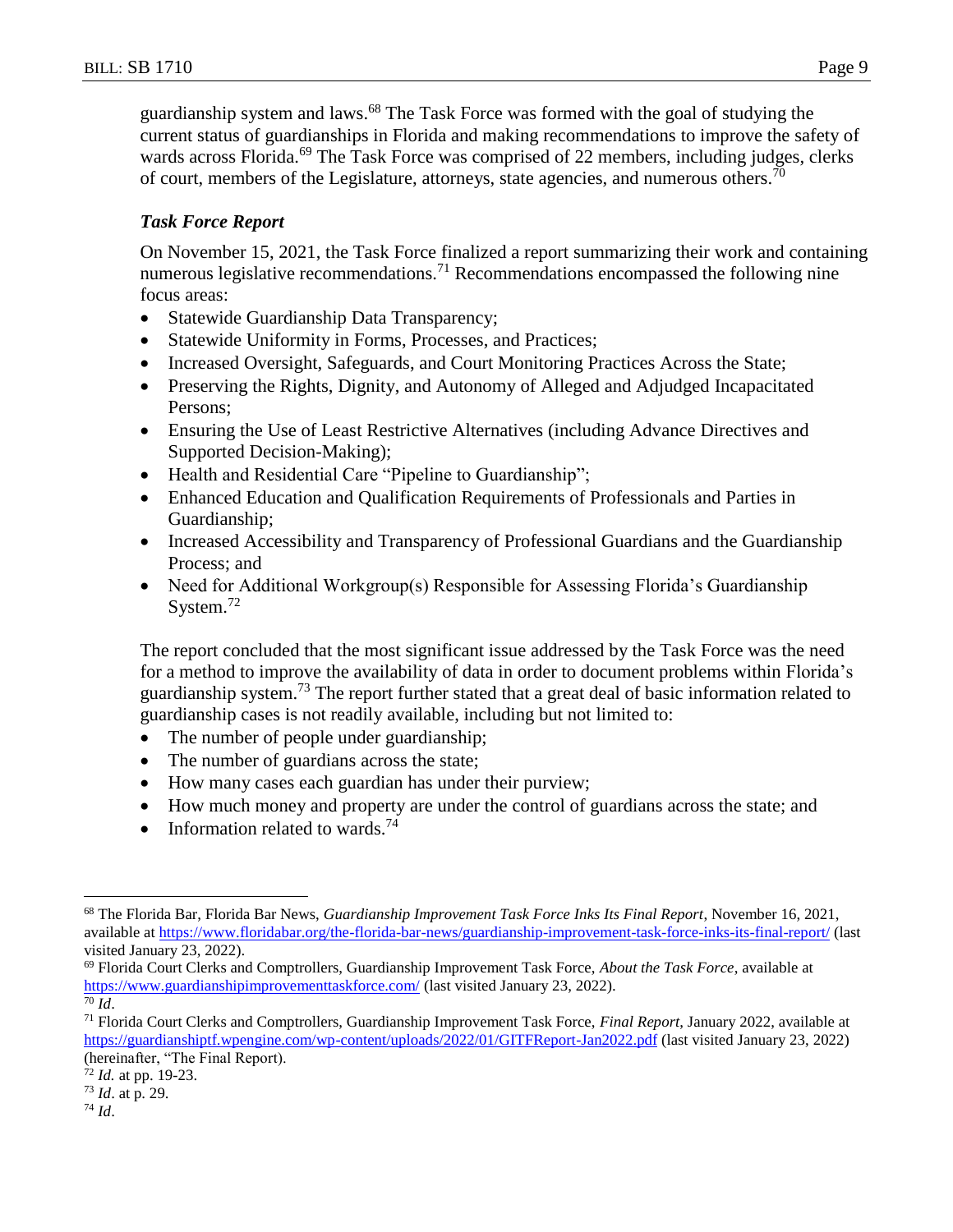guardianship system and laws.[68] The Task Force was formed with the goal of studying the current status of guardianships in Florida and making recommendations to improve the safety of wards across Florida.[69] The Task Force was comprised of 22 members, including judges, clerks of court, members of the Legislature, attorneys, state agencies, and numerous others.[70]

### *Task Force Report*

On November 15, 2021, the Task Force finalized a report summarizing their work and containing numerous legislative recommendations.[71] Recommendations encompassed the following nine focus areas:

- Statewide Guardianship Data Transparency;
- Statewide Uniformity in Forms, Processes, and Practices;
- Increased Oversight, Safeguards, and Court Monitoring Practices Across the State;
- Preserving the Rights, Dignity, and Autonomy of Alleged and Adjudged Incapacitated Persons;
- Ensuring the Use of Least Restrictive Alternatives (including Advance Directives and Supported Decision-Making);
- Health and Residential Care "Pipeline to Guardianship";
- Enhanced Education and Qualification Requirements of Professionals and Parties in Guardianship;
- Increased Accessibility and Transparency of Professional Guardians and the Guardianship Process; and
- Need for Additional Workgroup(s) Responsible for Assessing Florida's Guardianship System.[72]

The report concluded that the most significant issue addressed by the Task Force was the need for a method to improve the availability of data in order to document problems within Florida's guardianship system.[73] The report further stated that a great deal of basic information related to guardianship cases is not readily available, including but not limited to:

- The number of people under guardianship;
- The number of guardians across the state;
- How many cases each guardian has under their purview;
- How much money and property are under the control of guardians across the state; and
- Information related to wards.[74]

---

[68] The Florida Bar, Florida Bar News, *Guardianship Improvement Task Force Inks Its Final Report*, November 16, 2021, available at https://www.floridabar.org/the-florida-bar-news/guardianship-improvement-task-force-inks-its-final-report/ (last visited January 23, 2022).

[69] Florida Court Clerks and Comptrollers, Guardianship Improvement Task Force, *About the Task Force*, available at https://www.guardianshipimprovementtaskforce.com/ (last visited January 23, 2022).

[70] *Id*.

[71] Florida Court Clerks and Comptrollers, Guardianship Improvement Task Force, *Final Report*, January 2022, available at https://guardianshiptf.wpengine.com/wp-content/uploads/2022/01/GITFReport-Jan2022.pdf (last visited January 23, 2022) (hereinafter, "The Final Report).

[72] *Id.* at pp. 19-23.

[73] *Id*. at p. 29.

[74] *Id*.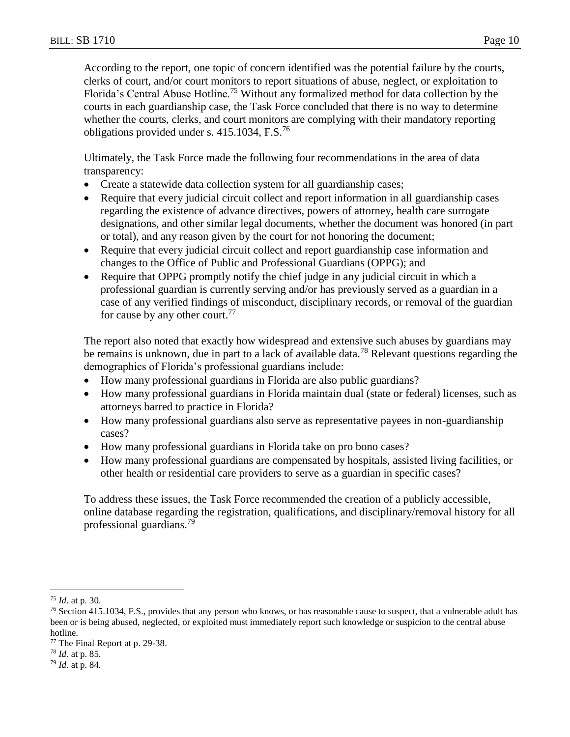According to the report, one topic of concern identified was the potential failure by the courts, clerks of court, and/or court monitors to report situations of abuse, neglect, or exploitation to Florida's Central Abuse Hotline.[75] Without any formalized method for data collection by the courts in each guardianship case, the Task Force concluded that there is no way to determine whether the courts, clerks, and court monitors are complying with their mandatory reporting obligations provided under s. 415.1034, F.S.[76]

Ultimately, the Task Force made the following four recommendations in the area of data transparency:

- Create a statewide data collection system for all guardianship cases;
- Require that every judicial circuit collect and report information in all guardianship cases regarding the existence of advance directives, powers of attorney, health care surrogate designations, and other similar legal documents, whether the document was honored (in part or total), and any reason given by the court for not honoring the document;
- Require that every judicial circuit collect and report guardianship case information and changes to the Office of Public and Professional Guardians (OPPG); and
- Require that OPPG promptly notify the chief judge in any judicial circuit in which a professional guardian is currently serving and/or has previously served as a guardian in a case of any verified findings of misconduct, disciplinary records, or removal of the guardian for cause by any other court.[77]

The report also noted that exactly how widespread and extensive such abuses by guardians may be remains is unknown, due in part to a lack of available data.[78] Relevant questions regarding the demographics of Florida's professional guardians include:

- How many professional guardians in Florida are also public guardians?
- How many professional guardians in Florida maintain dual (state or federal) licenses, such as attorneys barred to practice in Florida?
- How many professional guardians also serve as representative payees in non-guardianship cases?
- How many professional guardians in Florida take on pro bono cases?
- How many professional guardians are compensated by hospitals, assisted living facilities, or other health or residential care providers to serve as a guardian in specific cases?

To address these issues, the Task Force recommended the creation of a publicly accessible, online database regarding the registration, qualifications, and disciplinary/removal history for all professional guardians.[79]

---

[75] *Id*. at p. 30.

[76] Section 415.1034, F.S., provides that any person who knows, or has reasonable cause to suspect, that a vulnerable adult has been or is being abused, neglected, or exploited must immediately report such knowledge or suspicion to the central abuse hotline.

[77] The Final Report at p. 29-38.

[78] *Id*. at p. 85.

[79] *Id*. at p. 84.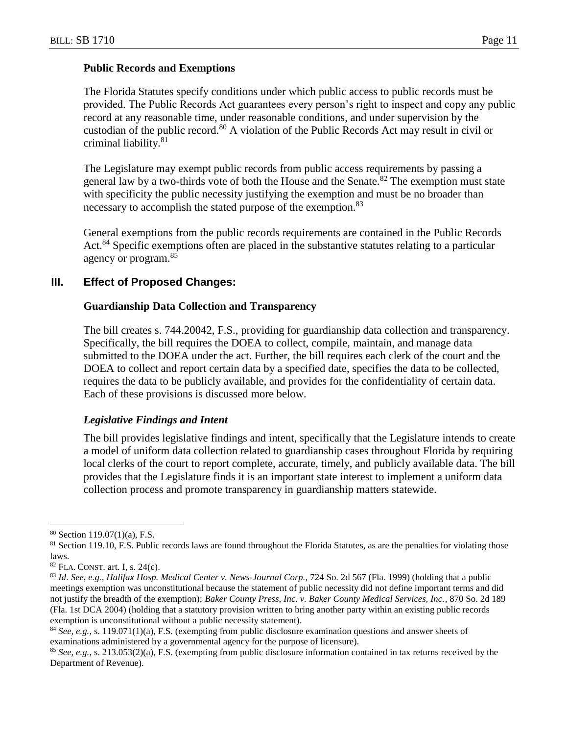### Public Records and Exemptions

The Florida Statutes specify conditions under which public access to public records must be provided. The Public Records Act guarantees every person's right to inspect and copy any public record at any reasonable time, under reasonable conditions, and under supervision by the custodian of the public record.[80] A violation of the Public Records Act may result in civil or criminal liability.[81]

The Legislature may exempt public records from public access requirements by passing a general law by a two-thirds vote of both the House and the Senate.[82] The exemption must state with specificity the public necessity justifying the exemption and must be no broader than necessary to accomplish the stated purpose of the exemption.[83]

General exemptions from the public records requirements are contained in the Public Records Act.[84] Specific exemptions often are placed in the substantive statutes relating to a particular agency or program.[85]

## III. Effect of Proposed Changes:

### Guardianship Data Collection and Transparency

The bill creates s. 744.20042, F.S., providing for guardianship data collection and transparency. Specifically, the bill requires the DOEA to collect, compile, maintain, and manage data submitted to the DOEA under the act. Further, the bill requires each clerk of the court and the DOEA to collect and report certain data by a specified date, specifies the data to be collected, requires the data to be publicly available, and provides for the confidentiality of certain data. Each of these provisions is discussed more below.

#### *Legislative Findings and Intent*

The bill provides legislative findings and intent, specifically that the Legislature intends to create a model of uniform data collection related to guardianship cases throughout Florida by requiring local clerks of the court to report complete, accurate, timely, and publicly available data. The bill provides that the Legislature finds it is an important state interest to implement a uniform data collection process and promote transparency in guardianship matters statewide.

---

[80] Section 119.07(1)(a), F.S.

[81] Section 119.10, F.S. Public records laws are found throughout the Florida Statutes, as are the penalties for violating those laws.

[82] FLA. CONST. art. I, s. 24(c).

[83] *Id*. *See, e.g.*, *Halifax Hosp. Medical Center v. News-Journal Corp.*, 724 So. 2d 567 (Fla. 1999) (holding that a public meetings exemption was unconstitutional because the statement of public necessity did not define important terms and did not justify the breadth of the exemption); *Baker County Press, Inc. v. Baker County Medical Services, Inc.*, 870 So. 2d 189 (Fla. 1st DCA 2004) (holding that a statutory provision written to bring another party within an existing public records exemption is unconstitutional without a public necessity statement).

[84] *See, e.g.*, s. 119.071(1)(a), F.S. (exempting from public disclosure examination questions and answer sheets of examinations administered by a governmental agency for the purpose of licensure).

[85] *See, e.g.*, s. 213.053(2)(a), F.S. (exempting from public disclosure information contained in tax returns received by the Department of Revenue).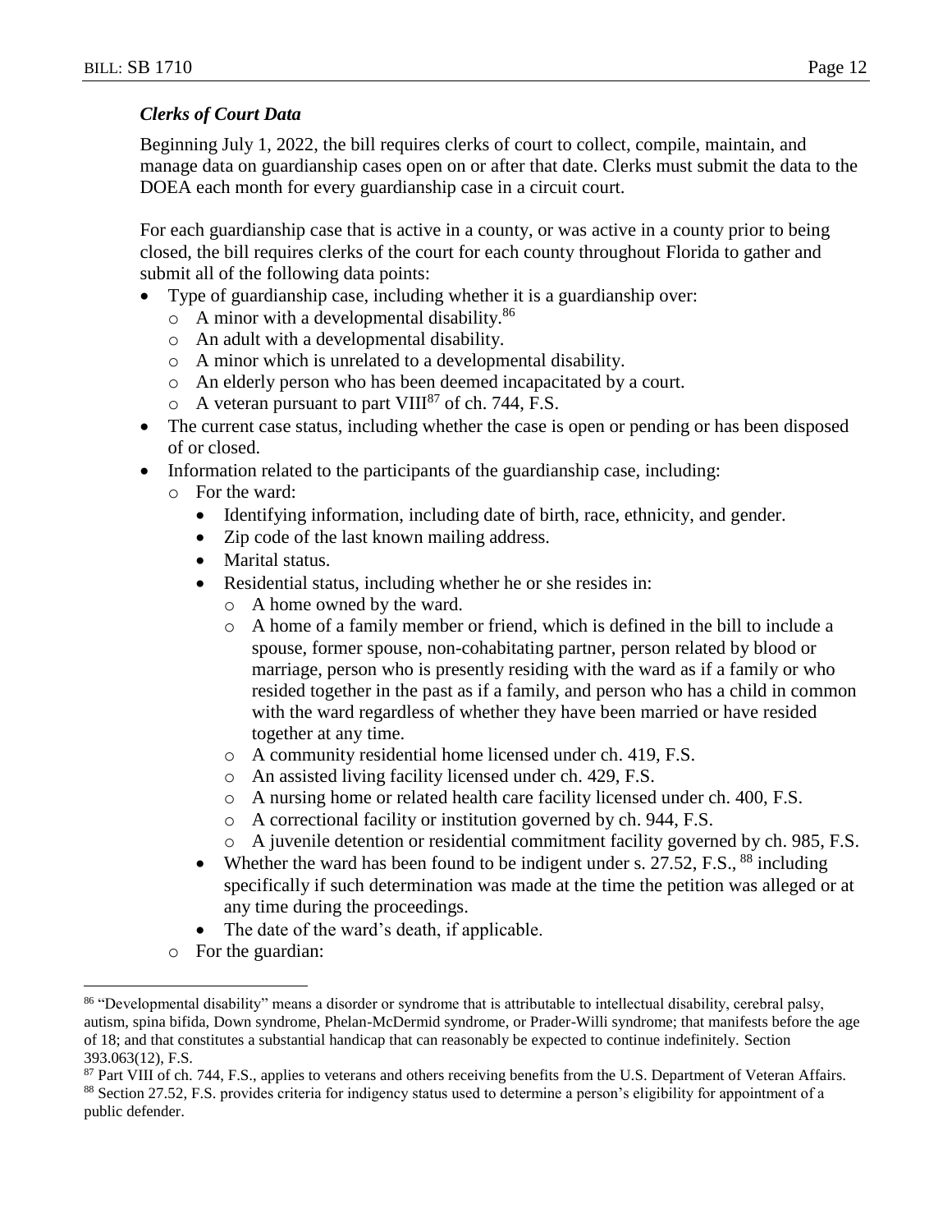### *Clerks of Court Data*

Beginning July 1, 2022, the bill requires clerks of court to collect, compile, maintain, and manage data on guardianship cases open on or after that date. Clerks must submit the data to the DOEA each month for every guardianship case in a circuit court.

For each guardianship case that is active in a county, or was active in a county prior to being closed, the bill requires clerks of the court for each county throughout Florida to gather and submit all of the following data points:

- Type of guardianship case, including whether it is a guardianship over:
  - A minor with a developmental disability.[86]
  - An adult with a developmental disability.
  - A minor which is unrelated to a developmental disability.
  - An elderly person who has been deemed incapacitated by a court.
  - A veteran pursuant to part VIII[87] of ch. 744, F.S.
- The current case status, including whether the case is open or pending or has been disposed of or closed.
- Information related to the participants of the guardianship case, including:
  - For the ward:
    - Identifying information, including date of birth, race, ethnicity, and gender.
    - Zip code of the last known mailing address.
    - Marital status.
    - Residential status, including whether he or she resides in:
      - A home owned by the ward.
      - A home of a family member or friend, which is defined in the bill to include a spouse, former spouse, non-cohabitating partner, person related by blood or marriage, person who is presently residing with the ward as if a family or who resided together in the past as if a family, and person who has a child in common with the ward regardless of whether they have been married or have resided together at any time.
      - A community residential home licensed under ch. 419, F.S.
      - An assisted living facility licensed under ch. 429, F.S.
      - A nursing home or related health care facility licensed under ch. 400, F.S.
      - A correctional facility or institution governed by ch. 944, F.S.
      - A juvenile detention or residential commitment facility governed by ch. 985, F.S.
    - Whether the ward has been found to be indigent under s. 27.52, F.S., [88] including specifically if such determination was made at the time the petition was alleged or at any time during the proceedings.
    - The date of the ward's death, if applicable.
  - For the guardian:

---

[86] "Developmental disability" means a disorder or syndrome that is attributable to intellectual disability, cerebral palsy, autism, spina bifida, Down syndrome, Phelan-McDermid syndrome, or Prader-Willi syndrome; that manifests before the age of 18; and that constitutes a substantial handicap that can reasonably be expected to continue indefinitely. Section 393.063(12), F.S.

[87] Part VIII of ch. 744, F.S., applies to veterans and others receiving benefits from the U.S. Department of Veteran Affairs.

[88] Section 27.52, F.S. provides criteria for indigency status used to determine a person's eligibility for appointment of a public defender.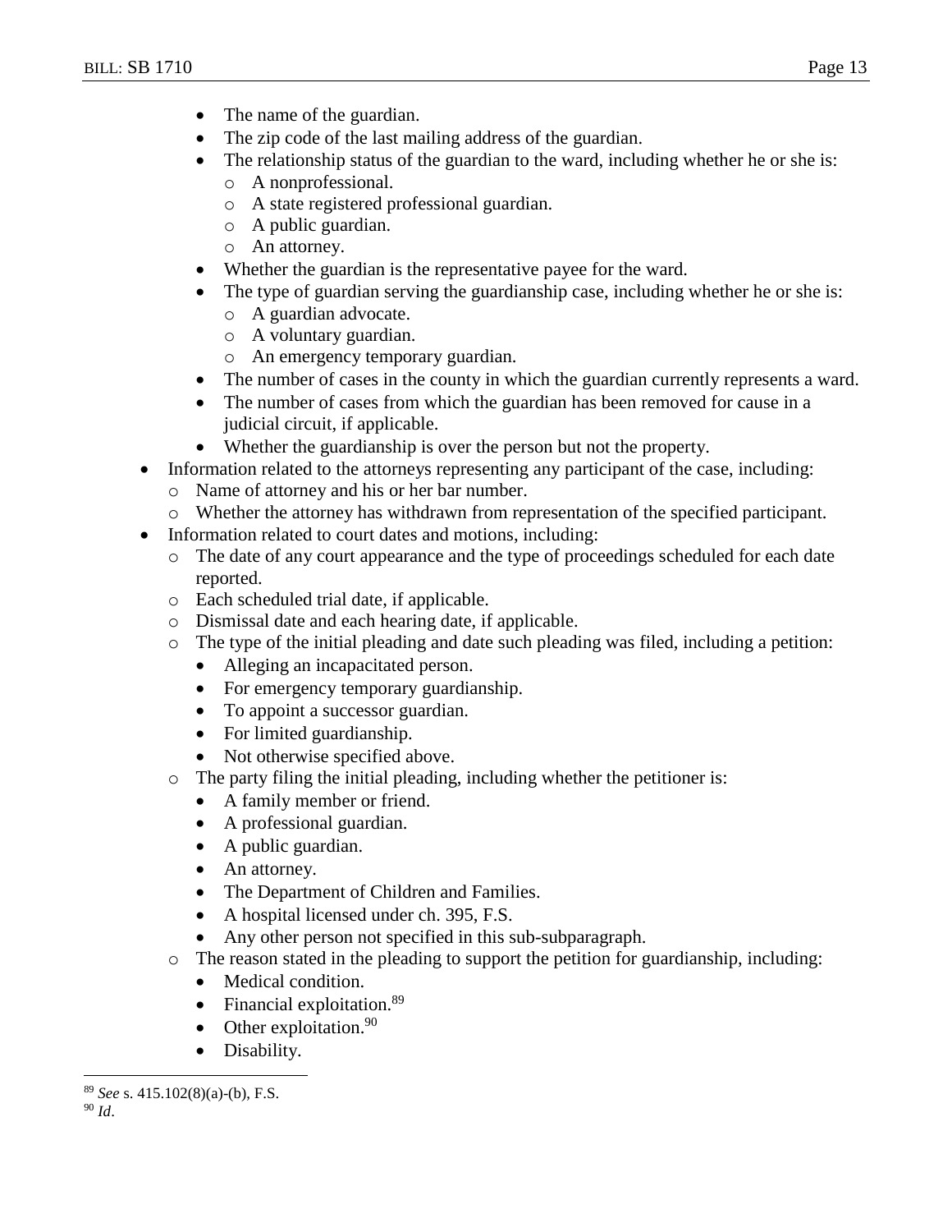- The name of the guardian.
  - The zip code of the last mailing address of the guardian.
  - The relationship status of the guardian to the ward, including whether he or she is:
    - A nonprofessional.
    - A state registered professional guardian.
    - A public guardian.
    - An attorney.
  - Whether the guardian is the representative payee for the ward.
  - The type of guardian serving the guardianship case, including whether he or she is:
    - A guardian advocate.
    - A voluntary guardian.
    - An emergency temporary guardian.
  - The number of cases in the county in which the guardian currently represents a ward.
  - The number of cases from which the guardian has been removed for cause in a judicial circuit, if applicable.
  - Whether the guardianship is over the person but not the property.
- Information related to the attorneys representing any participant of the case, including:
  - Name of attorney and his or her bar number.
  - Whether the attorney has withdrawn from representation of the specified participant.
- Information related to court dates and motions, including:
  - The date of any court appearance and the type of proceedings scheduled for each date reported.
  - Each scheduled trial date, if applicable.
  - Dismissal date and each hearing date, if applicable.
  - The type of the initial pleading and date such pleading was filed, including a petition:
    - Alleging an incapacitated person.
    - For emergency temporary guardianship.
    - To appoint a successor guardian.
    - For limited guardianship.
    - Not otherwise specified above.
  - The party filing the initial pleading, including whether the petitioner is:
    - A family member or friend.
    - A professional guardian.
    - A public guardian.
    - An attorney.
    - The Department of Children and Families.
    - A hospital licensed under ch. 395, F.S.
    - Any other person not specified in this sub-subparagraph.
  - The reason stated in the pleading to support the petition for guardianship, including:
    - Medical condition.
    - Financial exploitation.[89]
    - Other exploitation.[90]
    - Disability.

---

[89] *See* s. 415.102(8)(a)-(b), F.S.

[90] *Id*.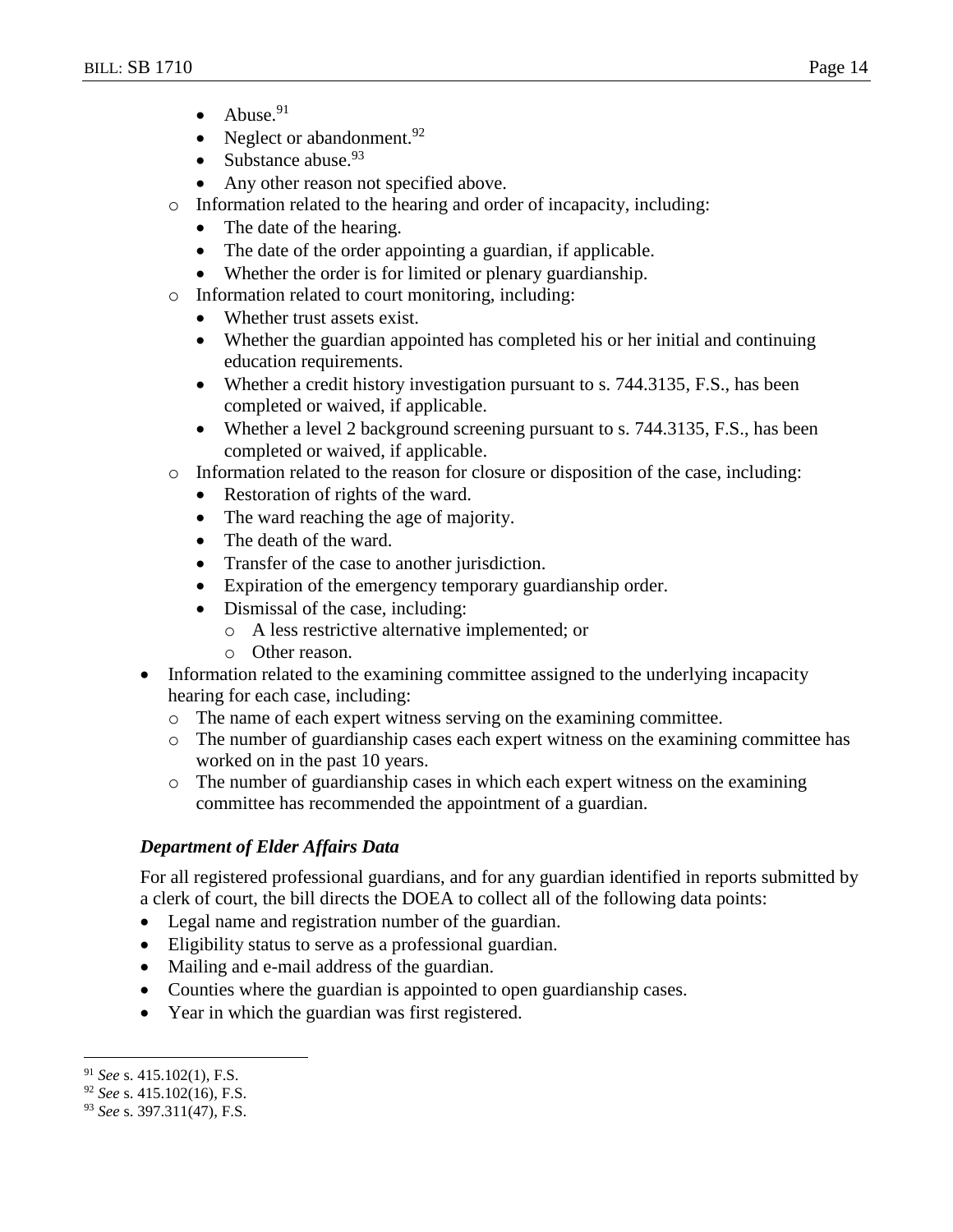- Abuse.[91]
    - Neglect or abandonment.[92]
    - Substance abuse.[93]
    - Any other reason not specified above.
  - Information related to the hearing and order of incapacity, including:
    - The date of the hearing.
    - The date of the order appointing a guardian, if applicable.
    - Whether the order is for limited or plenary guardianship.
  - Information related to court monitoring, including:
    - Whether trust assets exist.
    - Whether the guardian appointed has completed his or her initial and continuing education requirements.
    - Whether a credit history investigation pursuant to s. 744.3135, F.S., has been completed or waived, if applicable.
    - Whether a level 2 background screening pursuant to s. 744.3135, F.S., has been completed or waived, if applicable.
  - Information related to the reason for closure or disposition of the case, including:
    - Restoration of rights of the ward.
    - The ward reaching the age of majority.
    - The death of the ward.
    - Transfer of the case to another jurisdiction.
    - Expiration of the emergency temporary guardianship order.
    - Dismissal of the case, including:
      - A less restrictive alternative implemented; or
      - Other reason.
- Information related to the examining committee assigned to the underlying incapacity hearing for each case, including:
  - The name of each expert witness serving on the examining committee.
  - The number of guardianship cases each expert witness on the examining committee has worked on in the past 10 years.
  - The number of guardianship cases in which each expert witness on the examining committee has recommended the appointment of a guardian.

***Department of Elder Affairs Data***

For all registered professional guardians, and for any guardian identified in reports submitted by a clerk of court, the bill directs the DOEA to collect all of the following data points:

- Legal name and registration number of the guardian.
- Eligibility status to serve as a professional guardian.
- Mailing and e-mail address of the guardian.
- Counties where the guardian is appointed to open guardianship cases.
- Year in which the guardian was first registered.

---

[91] *See* s. 415.102(1), F.S.

[92] *See* s. 415.102(16), F.S.

[93] *See* s. 397.311(47), F.S.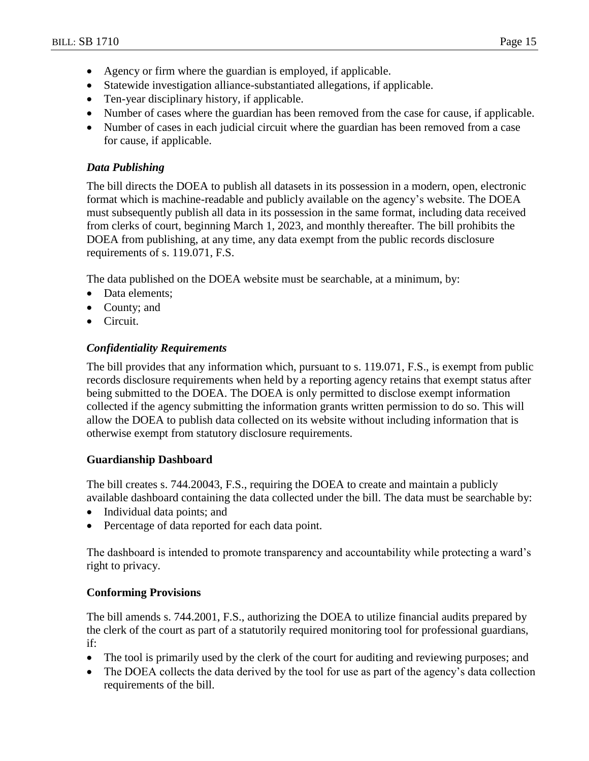- Agency or firm where the guardian is employed, if applicable.
- Statewide investigation alliance-substantiated allegations, if applicable.
- Ten-year disciplinary history, if applicable.
- Number of cases where the guardian has been removed from the case for cause, if applicable.
- Number of cases in each judicial circuit where the guardian has been removed from a case for cause, if applicable.

*Data Publishing*

The bill directs the DOEA to publish all datasets in its possession in a modern, open, electronic format which is machine-readable and publicly available on the agency's website. The DOEA must subsequently publish all data in its possession in the same format, including data received from clerks of court, beginning March 1, 2023, and monthly thereafter. The bill prohibits the DOEA from publishing, at any time, any data exempt from the public records disclosure requirements of s. 119.071, F.S.

The data published on the DOEA website must be searchable, at a minimum, by:

- Data elements;
- County; and
- Circuit.

*Confidentiality Requirements*

The bill provides that any information which, pursuant to s. 119.071, F.S., is exempt from public records disclosure requirements when held by a reporting agency retains that exempt status after being submitted to the DOEA. The DOEA is only permitted to disclose exempt information collected if the agency submitting the information grants written permission to do so. This will allow the DOEA to publish data collected on its website without including information that is otherwise exempt from statutory disclosure requirements.

**Guardianship Dashboard**

The bill creates s. 744.20043, F.S., requiring the DOEA to create and maintain a publicly available dashboard containing the data collected under the bill. The data must be searchable by:

- Individual data points; and
- Percentage of data reported for each data point.

The dashboard is intended to promote transparency and accountability while protecting a ward's right to privacy.

**Conforming Provisions**

The bill amends s. 744.2001, F.S., authorizing the DOEA to utilize financial audits prepared by the clerk of the court as part of a statutorily required monitoring tool for professional guardians, if:

- The tool is primarily used by the clerk of the court for auditing and reviewing purposes; and
- The DOEA collects the data derived by the tool for use as part of the agency's data collection requirements of the bill.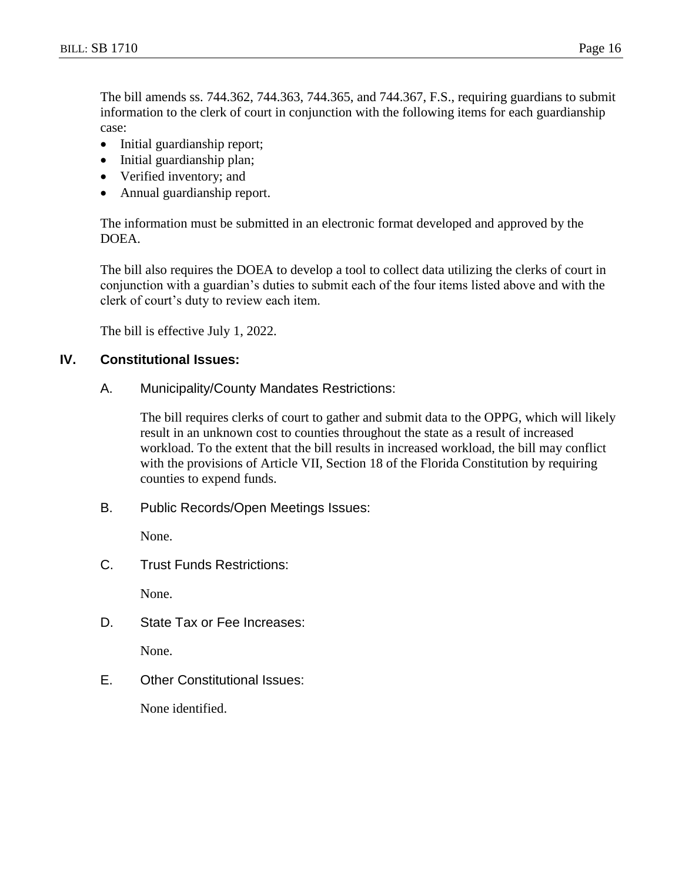The bill amends ss. 744.362, 744.363, 744.365, and 744.367, F.S., requiring guardians to submit information to the clerk of court in conjunction with the following items for each guardianship case:

- Initial guardianship report;
- Initial guardianship plan;
- Verified inventory; and
- Annual guardianship report.

The information must be submitted in an electronic format developed and approved by the DOEA.

The bill also requires the DOEA to develop a tool to collect data utilizing the clerks of court in conjunction with a guardian's duties to submit each of the four items listed above and with the clerk of court's duty to review each item.

The bill is effective July 1, 2022.

## IV. Constitutional Issues:

### A. Municipality/County Mandates Restrictions:

The bill requires clerks of court to gather and submit data to the OPPG, which will likely result in an unknown cost to counties throughout the state as a result of increased workload. To the extent that the bill results in increased workload, the bill may conflict with the provisions of Article VII, Section 18 of the Florida Constitution by requiring counties to expend funds.

### B. Public Records/Open Meetings Issues:

None.

### C. Trust Funds Restrictions:

None.

### D. State Tax or Fee Increases:

None.

### E. Other Constitutional Issues:

None identified.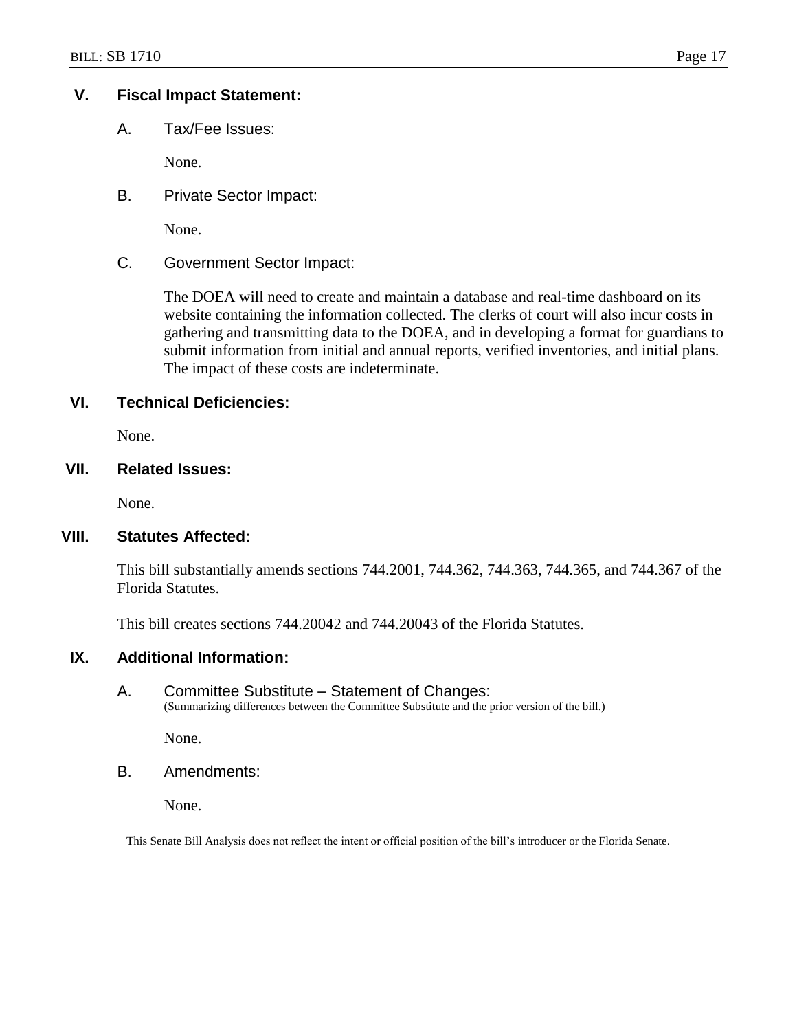## V. Fiscal Impact Statement:

### A. Tax/Fee Issues:

None.

### B. Private Sector Impact:

None.

### C. Government Sector Impact:

The DOEA will need to create and maintain a database and real-time dashboard on its website containing the information collected. The clerks of court will also incur costs in gathering and transmitting data to the DOEA, and in developing a format for guardians to submit information from initial and annual reports, verified inventories, and initial plans. The impact of these costs are indeterminate.

## VI. Technical Deficiencies:

None.

## VII. Related Issues:

None.

## VIII. Statutes Affected:

This bill substantially amends sections 744.2001, 744.362, 744.363, 744.365, and 744.367 of the Florida Statutes.

This bill creates sections 744.20042 and 744.20043 of the Florida Statutes.

## IX. Additional Information:

### A. Committee Substitute – Statement of Changes:

(Summarizing differences between the Committee Substitute and the prior version of the bill.)

None.

### B. Amendments:

None.

This Senate Bill Analysis does not reflect the intent or official position of the bill's introducer or the Florida Senate.